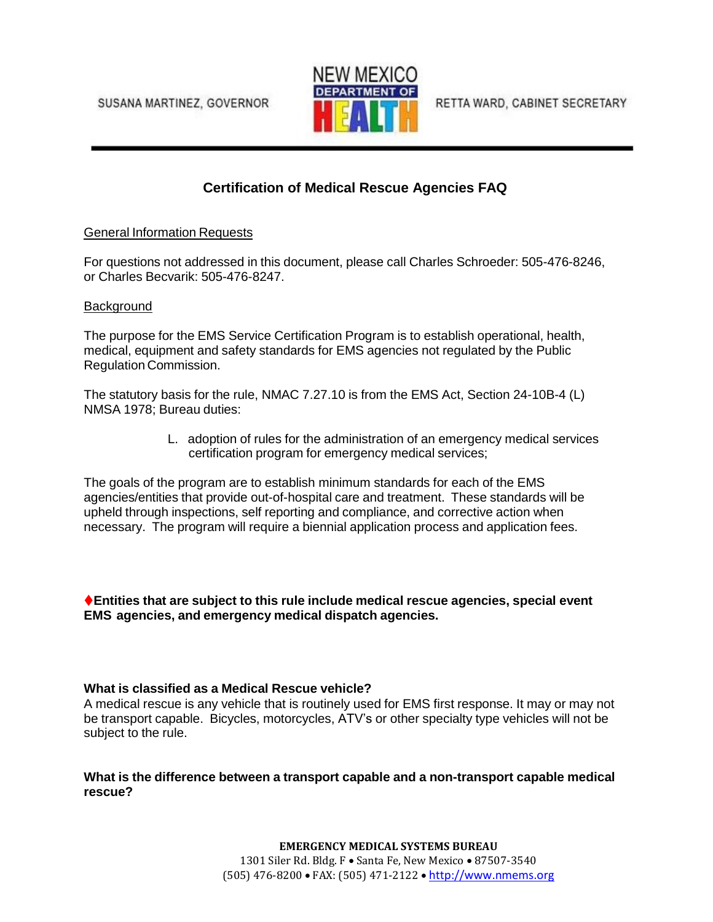SUSANA MARTINEZ, GOVERNOR

NEW MEXICO DEPARTMENT OF HEALTH

RETTA WARD, CABINET SECRETARY

# Certification of Medical Rescue Agencies FAQ

General Information Requests

For questions not addressed in this document, please call Charles Schroeder: 505-476-8246, or Charles Becvarik: 505-476-8247.

Background

The purpose for the EMS Service Certification Program is to establish operational, health, medical, equipment and safety standards for EMS agencies not regulated by the Public Regulation Commission.

The statutory basis for the rule, NMAC 7.27.10 is from the EMS Act, Section 24-10B-4 (L) NMSA 1978; Bureau duties:

> L. adoption of rules for the administration of an emergency medical services certification program for emergency medical services;

The goals of the program are to establish minimum standards for each of the EMS agencies/entities that provide out-of-hospital care and treatment. These standards will be upheld through inspections, self reporting and compliance, and corrective action when necessary. The program will require a biennial application process and application fees.

♦**Entities that are subject to this rule include medical rescue agencies, special event EMS agencies, and emergency medical dispatch agencies.**

**What is classified as a Medical Rescue vehicle?**
A medical rescue is any vehicle that is routinely used for EMS first response. It may or may not be transport capable. Bicycles, motorcycles, ATV's or other specialty type vehicles will not be subject to the rule.

**What is the difference between a transport capable and a non-transport capable medical rescue?**

**EMERGENCY MEDICAL SYSTEMS BUREAU**
1301 Siler Rd. Bldg. F • Santa Fe, New Mexico • 87507-3540
(505) 476-8200 • FAX: (505) 471-2122 • http://www.nmems.org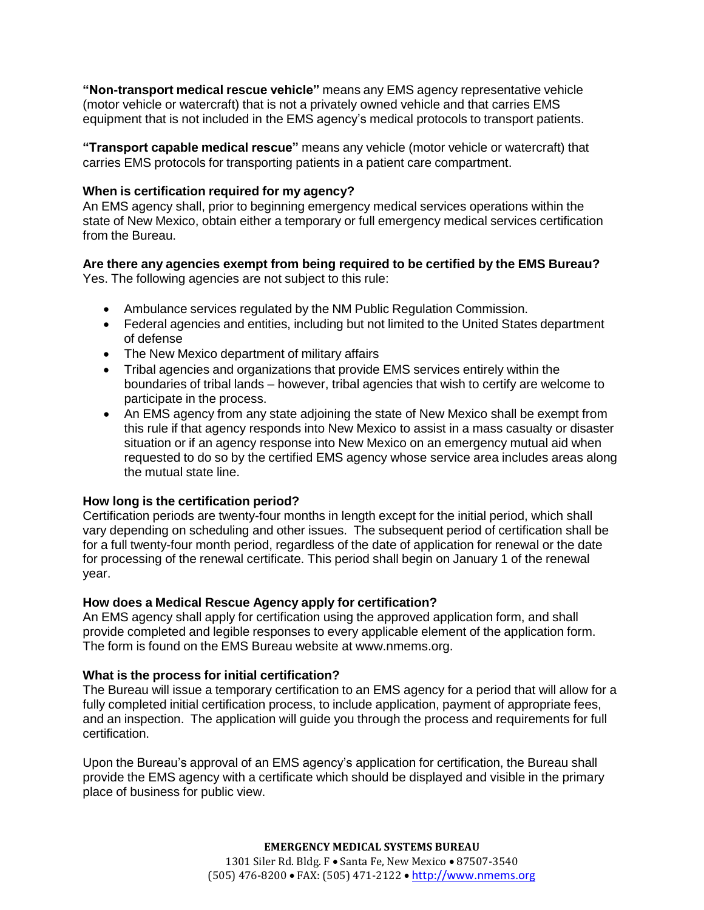**"Non-transport medical rescue vehicle"** means any EMS agency representative vehicle (motor vehicle or watercraft) that is not a privately owned vehicle and that carries EMS equipment that is not included in the EMS agency's medical protocols to transport patients.

**"Transport capable medical rescue"** means any vehicle (motor vehicle or watercraft) that carries EMS protocols for transporting patients in a patient care compartment.

### When is certification required for my agency?

An EMS agency shall, prior to beginning emergency medical services operations within the state of New Mexico, obtain either a temporary or full emergency medical services certification from the Bureau.

### Are there any agencies exempt from being required to be certified by the EMS Bureau?

Yes. The following agencies are not subject to this rule:

- Ambulance services regulated by the NM Public Regulation Commission.
- Federal agencies and entities, including but not limited to the United States department of defense
- The New Mexico department of military affairs
- Tribal agencies and organizations that provide EMS services entirely within the boundaries of tribal lands – however, tribal agencies that wish to certify are welcome to participate in the process.
- An EMS agency from any state adjoining the state of New Mexico shall be exempt from this rule if that agency responds into New Mexico to assist in a mass casualty or disaster situation or if an agency response into New Mexico on an emergency mutual aid when requested to do so by the certified EMS agency whose service area includes areas along the mutual state line.

### How long is the certification period?

Certification periods are twenty-four months in length except for the initial period, which shall vary depending on scheduling and other issues. The subsequent period of certification shall be for a full twenty-four month period, regardless of the date of application for renewal or the date for processing of the renewal certificate. This period shall begin on January 1 of the renewal year.

### How does a Medical Rescue Agency apply for certification?

An EMS agency shall apply for certification using the approved application form, and shall provide completed and legible responses to every applicable element of the application form. The form is found on the EMS Bureau website at www.nmems.org.

### What is the process for initial certification?

The Bureau will issue a temporary certification to an EMS agency for a period that will allow for a fully completed initial certification process, to include application, payment of appropriate fees, and an inspection. The application will guide you through the process and requirements for full certification.

Upon the Bureau's approval of an EMS agency's application for certification, the Bureau shall provide the EMS agency with a certificate which should be displayed and visible in the primary place of business for public view.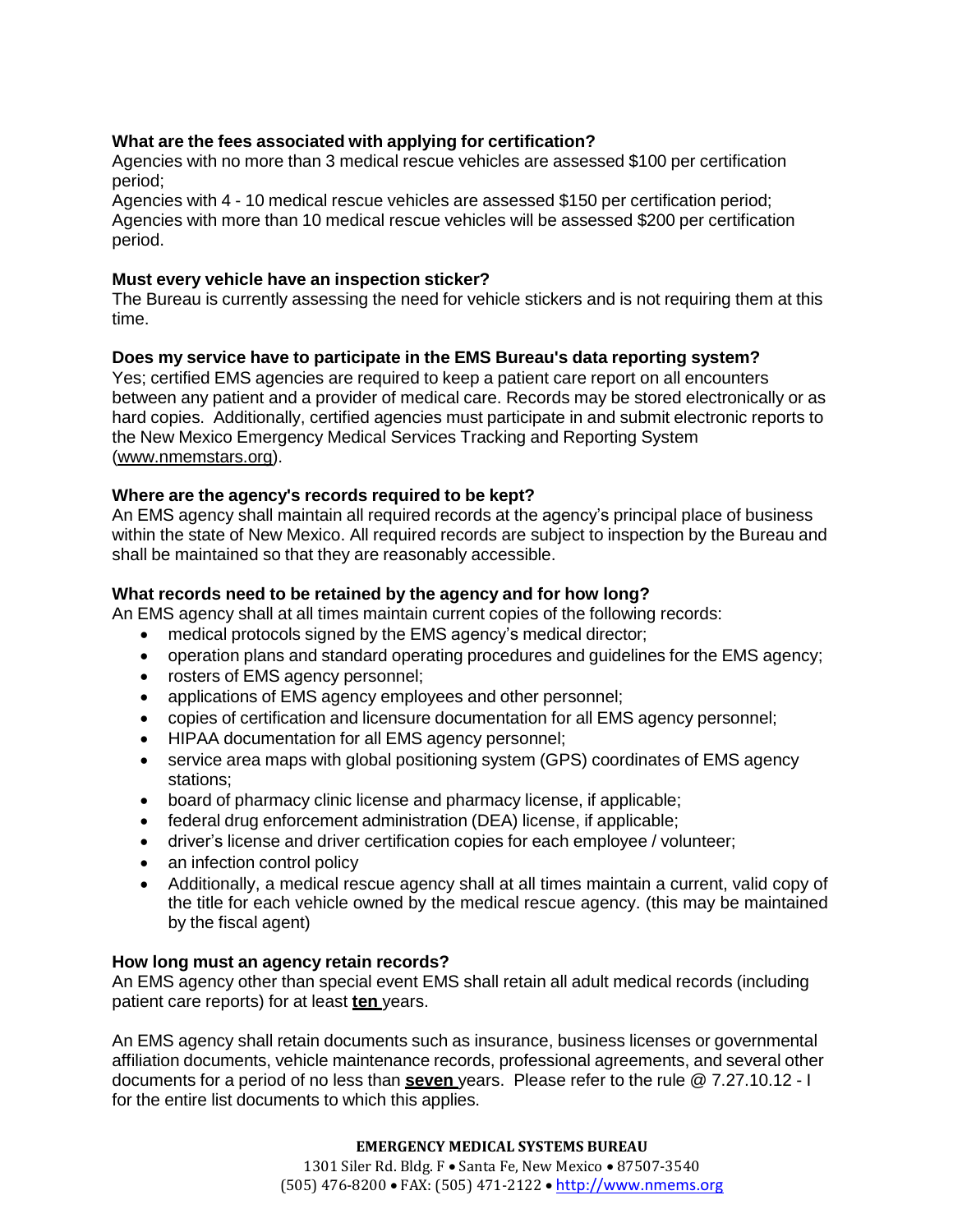**What are the fees associated with applying for certification?**

Agencies with no more than 3 medical rescue vehicles are assessed $100 per certification period;
Agencies with 4 - 10 medical rescue vehicles are assessed $150 per certification period;
Agencies with more than 10 medical rescue vehicles will be assessed $200 per certification period.

**Must every vehicle have an inspection sticker?**

The Bureau is currently assessing the need for vehicle stickers and is not requiring them at this time.

**Does my service have to participate in the EMS Bureau's data reporting system?**

Yes; certified EMS agencies are required to keep a patient care report on all encounters between any patient and a provider of medical care. Records may be stored electronically or as hard copies. Additionally, certified agencies must participate in and submit electronic reports to the New Mexico Emergency Medical Services Tracking and Reporting System (www.nmemstars.org).

**Where are the agency's records required to be kept?**

An EMS agency shall maintain all required records at the agency's principal place of business within the state of New Mexico. All required records are subject to inspection by the Bureau and shall be maintained so that they are reasonably accessible.

**What records need to be retained by the agency and for how long?**

An EMS agency shall at all times maintain current copies of the following records:

- medical protocols signed by the EMS agency's medical director;
- operation plans and standard operating procedures and guidelines for the EMS agency;
- rosters of EMS agency personnel;
- applications of EMS agency employees and other personnel;
- copies of certification and licensure documentation for all EMS agency personnel;
- HIPAA documentation for all EMS agency personnel;
- service area maps with global positioning system (GPS) coordinates of EMS agency stations;
- board of pharmacy clinic license and pharmacy license, if applicable;
- federal drug enforcement administration (DEA) license, if applicable;
- driver's license and driver certification copies for each employee / volunteer;
- an infection control policy
- Additionally, a medical rescue agency shall at all times maintain a current, valid copy of the title for each vehicle owned by the medical rescue agency. (this may be maintained by the fiscal agent)

**How long must an agency retain records?**

An EMS agency other than special event EMS shall retain all adult medical records (including patient care reports) for at least **ten** years.

An EMS agency shall retain documents such as insurance, business licenses or governmental affiliation documents, vehicle maintenance records, professional agreements, and several other documents for a period of no less than **seven** years. Please refer to the rule @ 7.27.10.12 - I for the entire list documents to which this applies.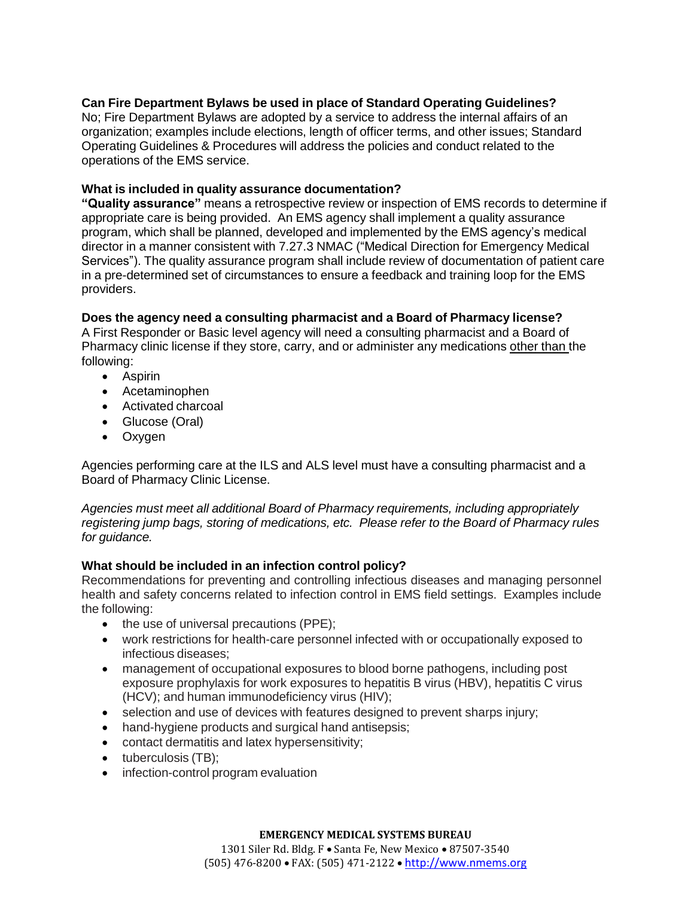**Can Fire Department Bylaws be used in place of Standard Operating Guidelines?**
No; Fire Department Bylaws are adopted by a service to address the internal affairs of an organization; examples include elections, length of officer terms, and other issues; Standard Operating Guidelines & Procedures will address the policies and conduct related to the operations of the EMS service.

**What is included in quality assurance documentation?**
**"Quality assurance"** means a retrospective review or inspection of EMS records to determine if appropriate care is being provided. An EMS agency shall implement a quality assurance program, which shall be planned, developed and implemented by the EMS agency's medical director in a manner consistent with 7.27.3 NMAC ("Medical Direction for Emergency Medical Services"). The quality assurance program shall include review of documentation of patient care in a pre-determined set of circumstances to ensure a feedback and training loop for the EMS providers.

**Does the agency need a consulting pharmacist and a Board of Pharmacy license?**
A First Responder or Basic level agency will need a consulting pharmacist and a Board of Pharmacy clinic license if they store, carry, and or administer any medications <u>other than</u> the following:

- Aspirin
- Acetaminophen
- Activated charcoal
- Glucose (Oral)
- Oxygen

Agencies performing care at the ILS and ALS level must have a consulting pharmacist and a Board of Pharmacy Clinic License.

*Agencies must meet all additional Board of Pharmacy requirements, including appropriately registering jump bags, storing of medications, etc. Please refer to the Board of Pharmacy rules for guidance.*

**What should be included in an infection control policy?**
Recommendations for preventing and controlling infectious diseases and managing personnel health and safety concerns related to infection control in EMS field settings. Examples include the following:

- the use of universal precautions (PPE);
- work restrictions for health-care personnel infected with or occupationally exposed to infectious diseases;
- management of occupational exposures to blood borne pathogens, including post exposure prophylaxis for work exposures to hepatitis B virus (HBV), hepatitis C virus (HCV); and human immunodeficiency virus (HIV);
- selection and use of devices with features designed to prevent sharps injury;
- hand-hygiene products and surgical hand antisepsis;
- contact dermatitis and latex hypersensitivity;
- tuberculosis (TB);
- infection-control program evaluation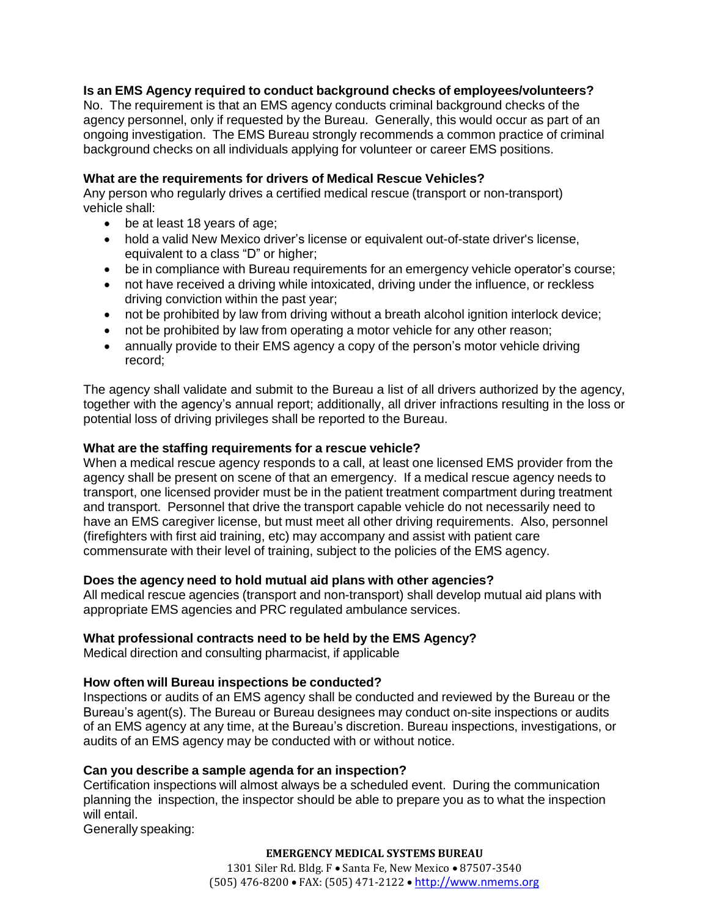**Is an EMS Agency required to conduct background checks of employees/volunteers?**
No. The requirement is that an EMS agency conducts criminal background checks of the agency personnel, only if requested by the Bureau. Generally, this would occur as part of an ongoing investigation. The EMS Bureau strongly recommends a common practice of criminal background checks on all individuals applying for volunteer or career EMS positions.

**What are the requirements for drivers of Medical Rescue Vehicles?**
Any person who regularly drives a certified medical rescue (transport or non-transport) vehicle shall:

- be at least 18 years of age;
- hold a valid New Mexico driver's license or equivalent out-of-state driver's license, equivalent to a class "D" or higher;
- be in compliance with Bureau requirements for an emergency vehicle operator's course;
- not have received a driving while intoxicated, driving under the influence, or reckless driving conviction within the past year;
- not be prohibited by law from driving without a breath alcohol ignition interlock device;
- not be prohibited by law from operating a motor vehicle for any other reason;
- annually provide to their EMS agency a copy of the person's motor vehicle driving record;

The agency shall validate and submit to the Bureau a list of all drivers authorized by the agency, together with the agency's annual report; additionally, all driver infractions resulting in the loss or potential loss of driving privileges shall be reported to the Bureau.

**What are the staffing requirements for a rescue vehicle?**
When a medical rescue agency responds to a call, at least one licensed EMS provider from the agency shall be present on scene of that an emergency. If a medical rescue agency needs to transport, one licensed provider must be in the patient treatment compartment during treatment and transport. Personnel that drive the transport capable vehicle do not necessarily need to have an EMS caregiver license, but must meet all other driving requirements. Also, personnel (firefighters with first aid training, etc) may accompany and assist with patient care commensurate with their level of training, subject to the policies of the EMS agency.

**Does the agency need to hold mutual aid plans with other agencies?**
All medical rescue agencies (transport and non-transport) shall develop mutual aid plans with appropriate EMS agencies and PRC regulated ambulance services.

**What professional contracts need to be held by the EMS Agency?**
Medical direction and consulting pharmacist, if applicable

**How often will Bureau inspections be conducted?**
Inspections or audits of an EMS agency shall be conducted and reviewed by the Bureau or the Bureau's agent(s). The Bureau or Bureau designees may conduct on-site inspections or audits of an EMS agency at any time, at the Bureau's discretion. Bureau inspections, investigations, or audits of an EMS agency may be conducted with or without notice.

**Can you describe a sample agenda for an inspection?**
Certification inspections will almost always be a scheduled event. During the communication planning the inspection, the inspector should be able to prepare you as to what the inspection will entail.
Generally speaking: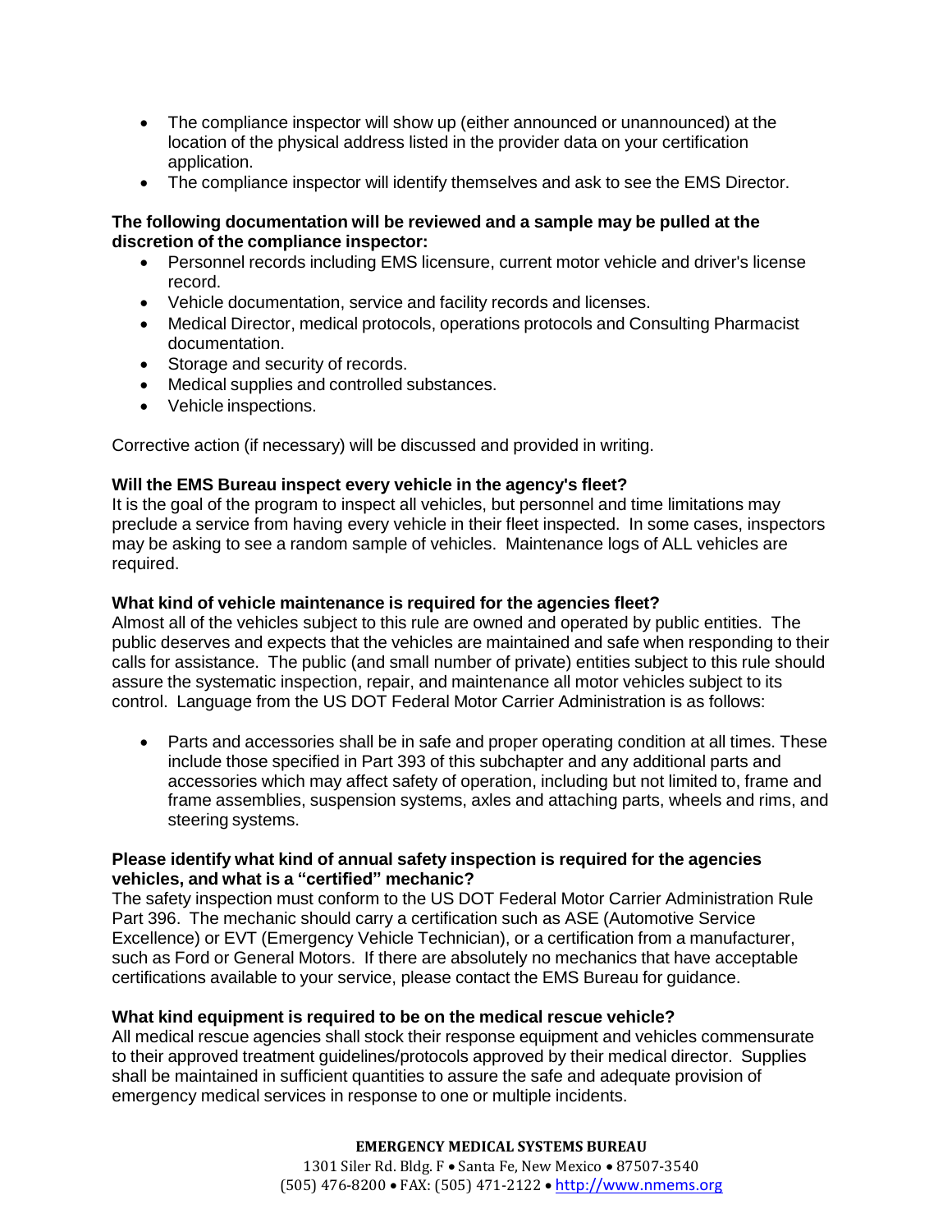- The compliance inspector will show up (either announced or unannounced) at the location of the physical address listed in the provider data on your certification application.
- The compliance inspector will identify themselves and ask to see the EMS Director.

**The following documentation will be reviewed and a sample may be pulled at the discretion of the compliance inspector:**

- Personnel records including EMS licensure, current motor vehicle and driver's license record.
- Vehicle documentation, service and facility records and licenses.
- Medical Director, medical protocols, operations protocols and Consulting Pharmacist documentation.
- Storage and security of records.
- Medical supplies and controlled substances.
- Vehicle inspections.

Corrective action (if necessary) will be discussed and provided in writing.

**Will the EMS Bureau inspect every vehicle in the agency's fleet?**

It is the goal of the program to inspect all vehicles, but personnel and time limitations may preclude a service from having every vehicle in their fleet inspected. In some cases, inspectors may be asking to see a random sample of vehicles. Maintenance logs of ALL vehicles are required.

**What kind of vehicle maintenance is required for the agencies fleet?**

Almost all of the vehicles subject to this rule are owned and operated by public entities. The public deserves and expects that the vehicles are maintained and safe when responding to their calls for assistance. The public (and small number of private) entities subject to this rule should assure the systematic inspection, repair, and maintenance all motor vehicles subject to its control. Language from the US DOT Federal Motor Carrier Administration is as follows:

- Parts and accessories shall be in safe and proper operating condition at all times. These include those specified in Part 393 of this subchapter and any additional parts and accessories which may affect safety of operation, including but not limited to, frame and frame assemblies, suspension systems, axles and attaching parts, wheels and rims, and steering systems.

**Please identify what kind of annual safety inspection is required for the agencies vehicles, and what is a "certified" mechanic?**

The safety inspection must conform to the US DOT Federal Motor Carrier Administration Rule Part 396. The mechanic should carry a certification such as ASE (Automotive Service Excellence) or EVT (Emergency Vehicle Technician), or a certification from a manufacturer, such as Ford or General Motors. If there are absolutely no mechanics that have acceptable certifications available to your service, please contact the EMS Bureau for guidance.

**What kind equipment is required to be on the medical rescue vehicle?**

All medical rescue agencies shall stock their response equipment and vehicles commensurate to their approved treatment guidelines/protocols approved by their medical director. Supplies shall be maintained in sufficient quantities to assure the safe and adequate provision of emergency medical services in response to one or multiple incidents.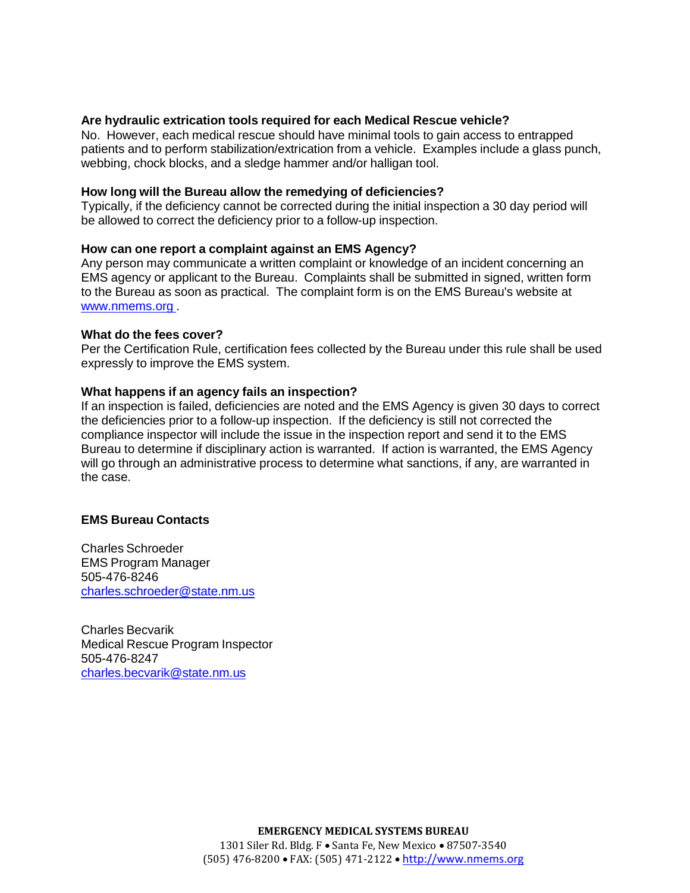**Are hydraulic extrication tools required for each Medical Rescue vehicle?**
No. However, each medical rescue should have minimal tools to gain access to entrapped patients and to perform stabilization/extrication from a vehicle. Examples include a glass punch, webbing, chock blocks, and a sledge hammer and/or halligan tool.

**How long will the Bureau allow the remedying of deficiencies?**
Typically, if the deficiency cannot be corrected during the initial inspection a 30 day period will be allowed to correct the deficiency prior to a follow-up inspection.

**How can one report a complaint against an EMS Agency?**
Any person may communicate a written complaint or knowledge of an incident concerning an EMS agency or applicant to the Bureau. Complaints shall be submitted in signed, written form to the Bureau as soon as practical. The complaint form is on the EMS Bureau's website at [www.nmems.org](http://www.nmems.org) .

**What do the fees cover?**
Per the Certification Rule, certification fees collected by the Bureau under this rule shall be used expressly to improve the EMS system.

**What happens if an agency fails an inspection?**
If an inspection is failed, deficiencies are noted and the EMS Agency is given 30 days to correct the deficiencies prior to a follow-up inspection. If the deficiency is still not corrected the compliance inspector will include the issue in the inspection report and send it to the EMS Bureau to determine if disciplinary action is warranted. If action is warranted, the EMS Agency will go through an administrative process to determine what sanctions, if any, are warranted in the case.

**EMS Bureau Contacts**

Charles Schroeder
EMS Program Manager
505-476-8246
charles.schroeder@state.nm.us

Charles Becvarik
Medical Rescue Program Inspector
505-476-8247
charles.becvarik@state.nm.us

**EMERGENCY MEDICAL SYSTEMS BUREAU**
1301 Siler Rd. Bldg. F • Santa Fe, New Mexico • 87507-3540
(505) 476-8200 • FAX: (505) 471-2122 • [http://www.nmems.org](http://www.nmems.org)